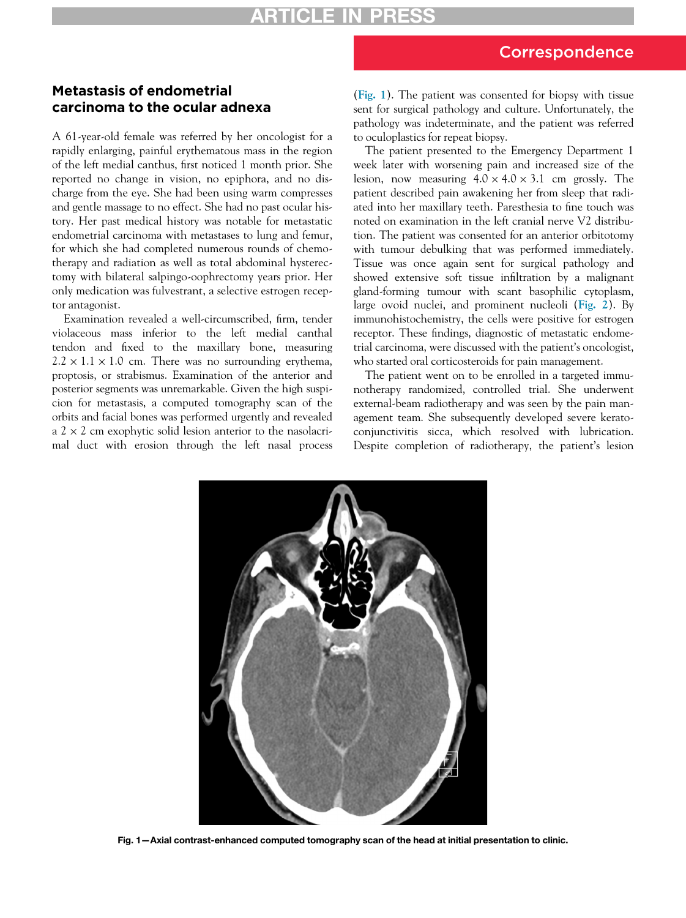# Metastasis of endometrial carcinoma to the ocular adnexa

A 61-year-old female was referred by her oncologist for a rapidly enlarging, painful erythematous mass in the region of the left medial canthus, first noticed 1 month prior. She reported no change in vision, no epiphora, and no discharge from the eye. She had been using warm compresses and gentle massage to no effect. She had no past ocular history. Her past medical history was notable for metastatic endometrial carcinoma with metastases to lung and femur, for which she had completed numerous rounds of chemotherapy and radiation as well as total abdominal hysterectomy with bilateral salpingo-oophrectomy years prior. Her only medication was fulvestrant, a selective estrogen receptor antagonist.

Examination revealed a well-circumscribed, firm, tender violaceous mass inferior to the left medial canthal tendon and fixed to the maxillary bone, measuring $2.2 \times 1.1 \times 1.0$ cm. There was no surrounding erythema, proptosis, or strabismus. Examination of the anterior and posterior segments was unremarkable. Given the high suspicion for metastasis, a computed tomography scan of the orbits and facial bones was performed urgently and revealed a $2 \times 2$ cm exophytic solid lesion anterior to the nasolacrimal duct with erosion through the left nasal process (Fig. 1). The patient was consented for biopsy with tissue sent for surgical pathology and culture. Unfortunately, the pathology was indeterminate, and the patient was referred to oculoplastics for repeat biopsy.

The patient presented to the Emergency Department 1 week later with worsening pain and increased size of the lesion, now measuring $4.0 \times 4.0 \times 3.1$ cm grossly. The patient described pain awakening her from sleep that radiated into her maxillary teeth. Paresthesia to fine touch was noted on examination in the left cranial nerve V2 distribution. The patient was consented for an anterior orbitotomy with tumour debulking that was performed immediately. Tissue was once again sent for surgical pathology and showed extensive soft tissue infiltration by a malignant gland-forming tumour with scant basophilic cytoplasm, large ovoid nuclei, and prominent nucleoli (Fig. 2). By immunohistochemistry, the cells were positive for estrogen receptor. These findings, diagnostic of metastatic endometrial carcinoma, were discussed with the patient's oncologist, who started oral corticosteroids for pain management.

The patient went on to be enrolled in a targeted immunotherapy randomized, controlled trial. She underwent external-beam radiotherapy and was seen by the pain management team. She subsequently developed severe keratoconjunctivitis sicca, which resolved with lubrication. Despite completion of radiotherapy, the patient's lesion

Fig. 1—Axial contrast-enhanced computed tomography scan of the head at initial presentation to clinic.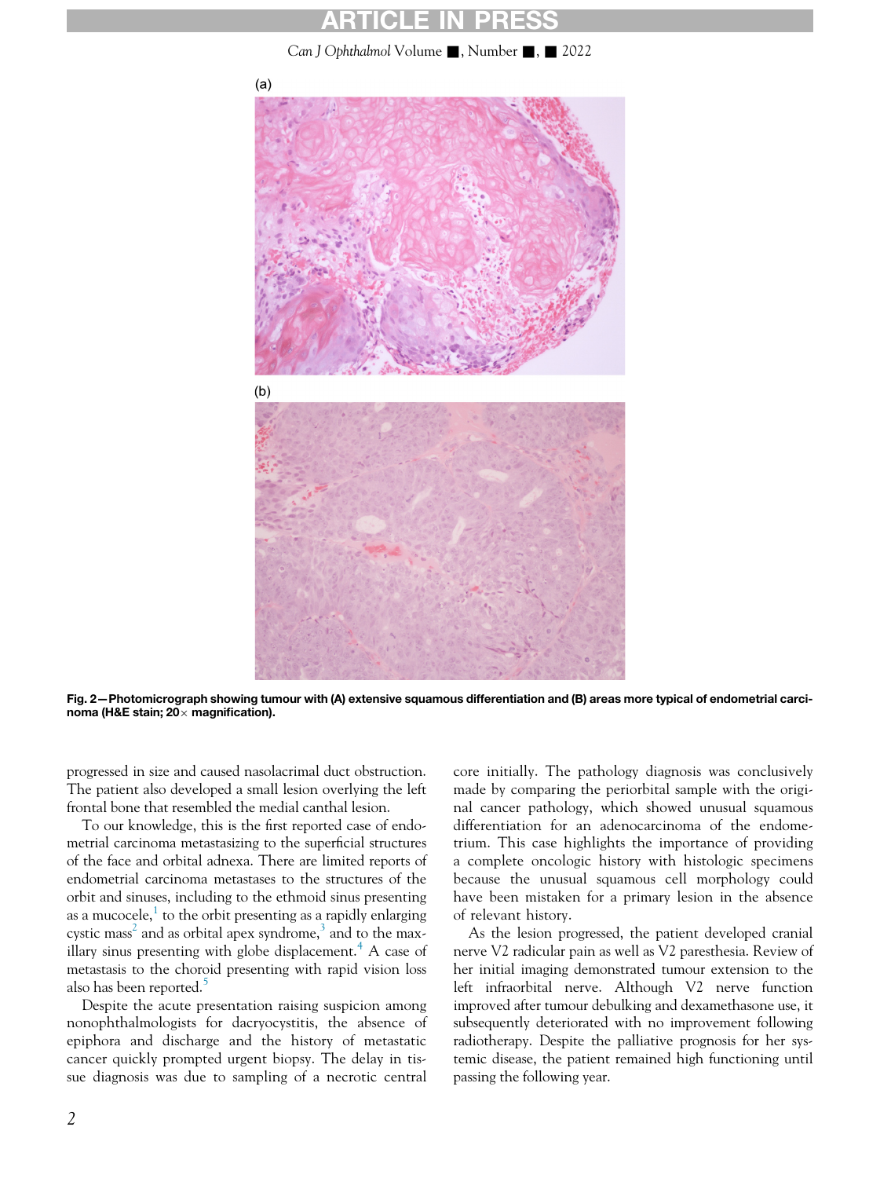(a)

(b)

**Fig. 2—Photomicrograph showing tumour with (A) extensive squamous differentiation and (B) areas more typical of endometrial carcinoma (H&E stain; 20× magnification).**

progressed in size and caused nasolacrimal duct obstruction. The patient also developed a small lesion overlying the left frontal bone that resembled the medial canthal lesion.

To our knowledge, this is the first reported case of endometrial carcinoma metastasizing to the superficial structures of the face and orbital adnexa. There are limited reports of endometrial carcinoma metastases to the structures of the orbit and sinuses, including to the ethmoid sinus presenting as a mucocele,[1] to the orbit presenting as a rapidly enlarging cystic mass[2] and as orbital apex syndrome,[3] and to the maxillary sinus presenting with globe displacement.[4] A case of metastasis to the choroid presenting with rapid vision loss also has been reported.[5]

Despite the acute presentation raising suspicion among nonophthalmologists for dacryocystitis, the absence of epiphora and discharge and the history of metastatic cancer quickly prompted urgent biopsy. The delay in tissue diagnosis was due to sampling of a necrotic central core initially. The pathology diagnosis was conclusively made by comparing the periorbital sample with the original cancer pathology, which showed unusual squamous differentiation for an adenocarcinoma of the endometrium. This case highlights the importance of providing a complete oncologic history with histologic specimens because the unusual squamous cell morphology could have been mistaken for a primary lesion in the absence of relevant history.

As the lesion progressed, the patient developed cranial nerve V2 radicular pain as well as V2 paresthesia. Review of her initial imaging demonstrated tumour extension to the left infraorbital nerve. Although V2 nerve function improved after tumour debulking and dexamethasone use, it subsequently deteriorated with no improvement following radiotherapy. Despite the palliative prognosis for her systemic disease, the patient remained high functioning until passing the following year.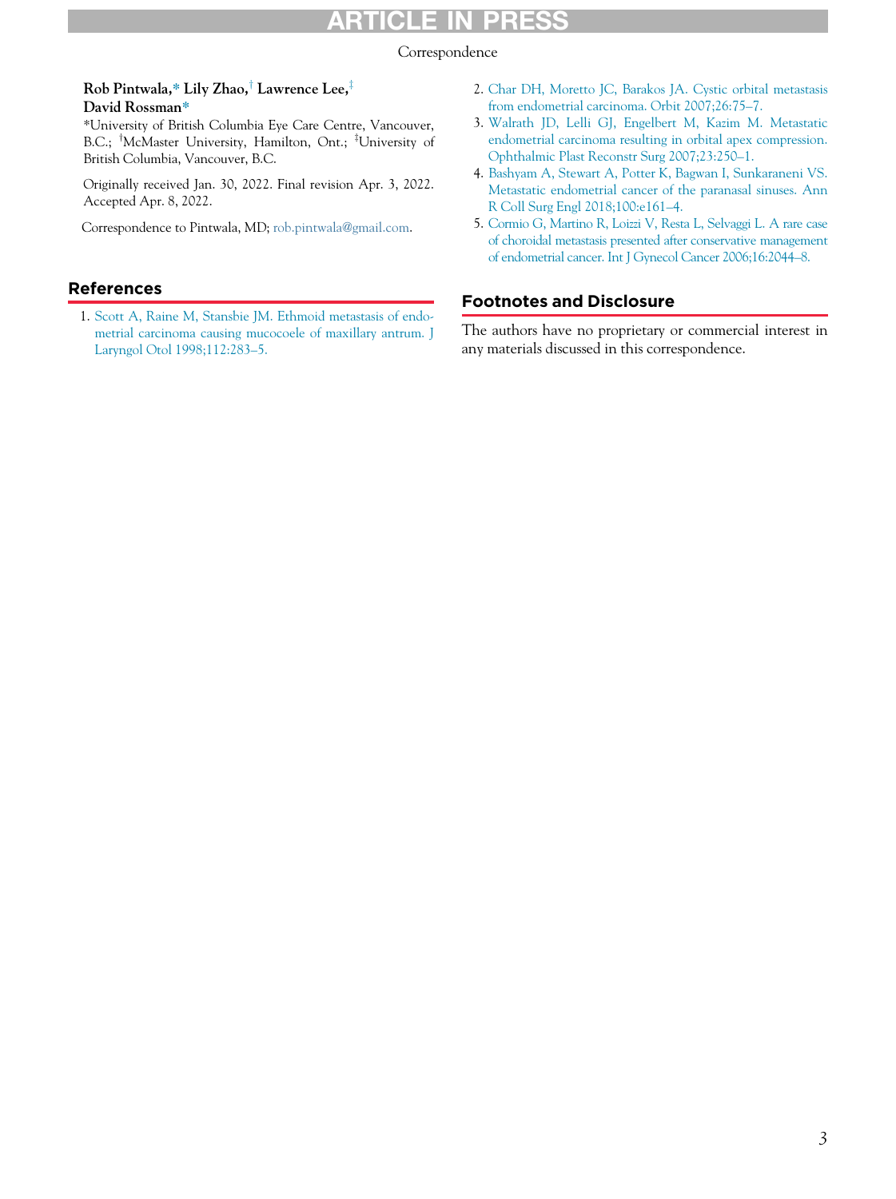**Rob Pintwala,* Lily Zhao,† Lawrence Lee,‡ David Rossman***

*University of British Columbia Eye Care Centre, Vancouver, B.C.; †McMaster University, Hamilton, Ont.; ‡University of British Columbia, Vancouver, B.C.

Originally received Jan. 30, 2022. Final revision Apr. 3, 2022. Accepted Apr. 8, 2022.

Correspondence to Pintwala, MD; rob.pintwala@gmail.com.

## References

1. Scott A, Raine M, Stansbie JM. Ethmoid metastasis of endometrial carcinoma causing mucocoele of maxillary antrum. J Laryngol Otol 1998;112:283–5.
2. Char DH, Moretto JC, Barakos JA. Cystic orbital metastasis from endometrial carcinoma. Orbit 2007;26:75–7.
3. Walrath JD, Lelli GJ, Engelbert M, Kazim M. Metastatic endometrial carcinoma resulting in orbital apex compression. Ophthalmic Plast Reconstr Surg 2007;23:250–1.
4. Bashyam A, Stewart A, Potter K, Bagwan I, Sunkaraneni VS. Metastatic endometrial cancer of the paranasal sinuses. Ann R Coll Surg Engl 2018;100:e161–4.
5. Cormio G, Martino R, Loizzi V, Resta L, Selvaggi L. A rare case of choroidal metastasis presented after conservative management of endometrial cancer. Int J Gynecol Cancer 2006;16:2044–8.

## Footnotes and Disclosure

The authors have no proprietary or commercial interest in any materials discussed in this correspondence.